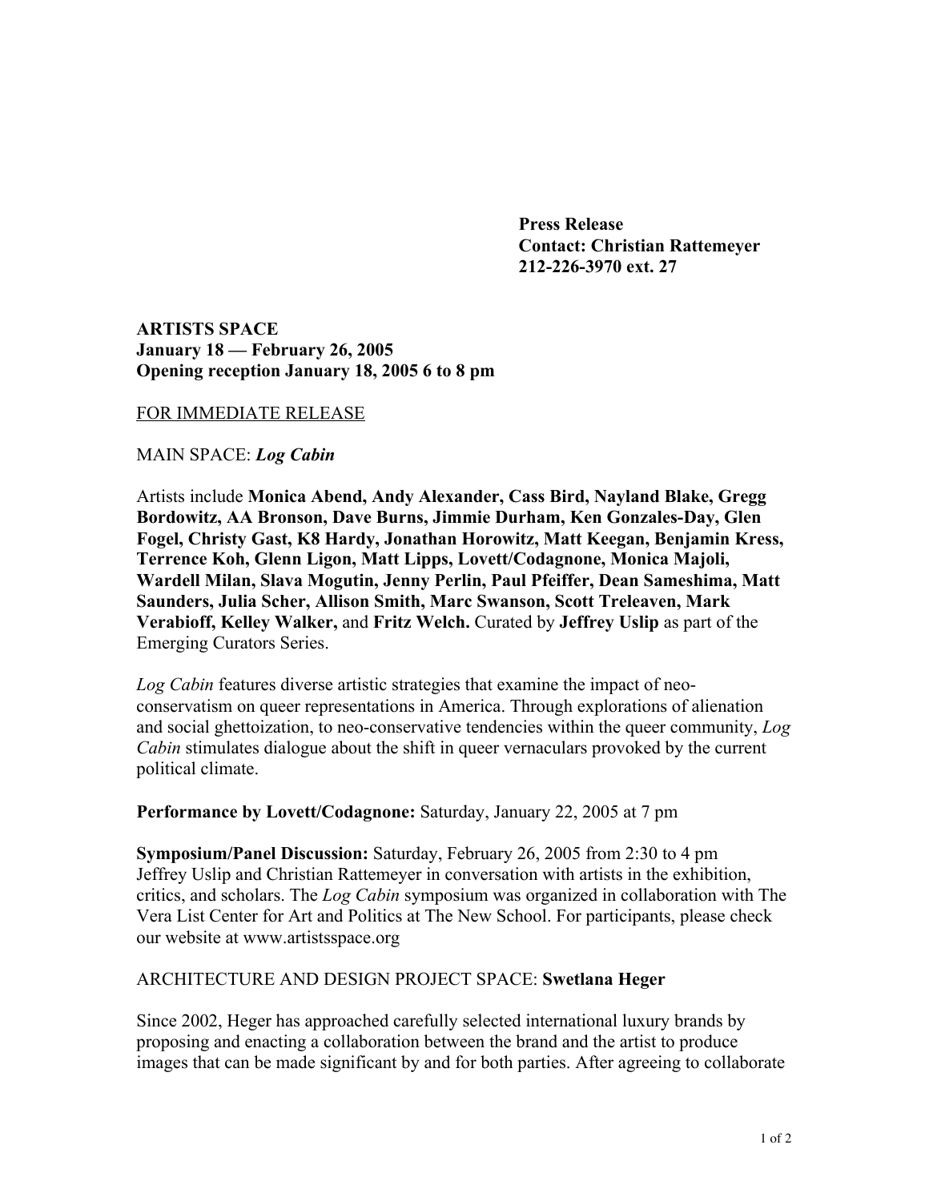**Press Release**
**Contact: Christian Rattemeyer**
**212-226-3970 ext. 27**

**ARTISTS SPACE**
**January 18 — February 26, 2005**
**Opening reception January 18, 2005 6 to 8 pm**

<u>FOR IMMEDIATE RELEASE</u>

MAIN SPACE: ***Log Cabin***

Artists include **Monica Abend, Andy Alexander, Cass Bird, Nayland Blake, Gregg Bordowitz, AA Bronson, Dave Burns, Jimmie Durham, Ken Gonzales-Day, Glen Fogel, Christy Gast, K8 Hardy, Jonathan Horowitz, Matt Keegan, Benjamin Kress, Terrence Koh, Glenn Ligon, Matt Lipps, Lovett/Codagnone, Monica Majoli, Wardell Milan, Slava Mogutin, Jenny Perlin, Paul Pfeiffer, Dean Sameshima, Matt Saunders, Julia Scher, Allison Smith, Marc Swanson, Scott Treleaven, Mark Verabioff, Kelley Walker,** and **Fritz Welch.** Curated by **Jeffrey Uslip** as part of the Emerging Curators Series.

*Log Cabin* features diverse artistic strategies that examine the impact of neo-conservatism on queer representations in America. Through explorations of alienation and social ghettoization, to neo-conservative tendencies within the queer community, *Log Cabin* stimulates dialogue about the shift in queer vernaculars provoked by the current political climate.

**Performance by Lovett/Codagnone:** Saturday, January 22, 2005 at 7 pm

**Symposium/Panel Discussion:** Saturday, February 26, 2005 from 2:30 to 4 pm
Jeffrey Uslip and Christian Rattemeyer in conversation with artists in the exhibition, critics, and scholars. The *Log Cabin* symposium was organized in collaboration with The Vera List Center for Art and Politics at The New School. For participants, please check our website at www.artistsspace.org

ARCHITECTURE AND DESIGN PROJECT SPACE: **Swetlana Heger**

Since 2002, Heger has approached carefully selected international luxury brands by proposing and enacting a collaboration between the brand and the artist to produce images that can be made significant by and for both parties. After agreeing to collaborate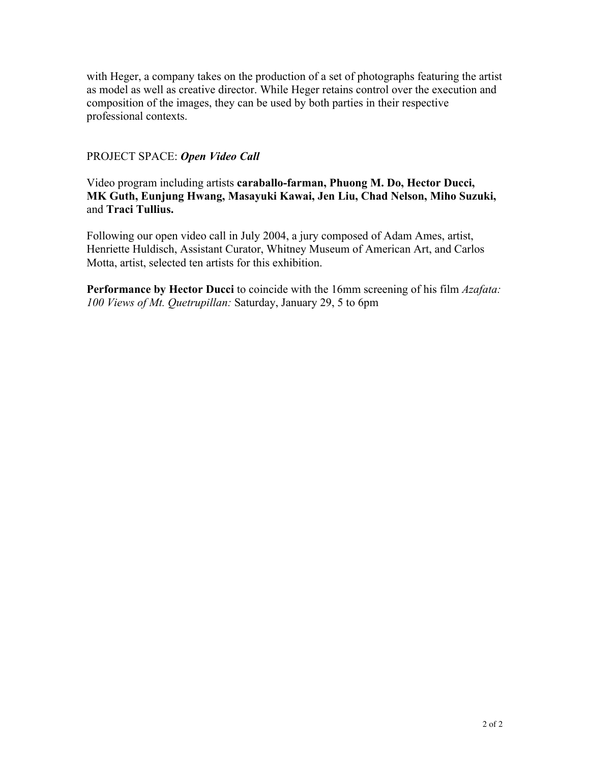with Heger, a company takes on the production of a set of photographs featuring the artist as model as well as creative director. While Heger retains control over the execution and composition of the images, they can be used by both parties in their respective professional contexts.

PROJECT SPACE: ***Open Video Call***

Video program including artists **caraballo-farman, Phuong M. Do, Hector Ducci, MK Guth, Eunjung Hwang, Masayuki Kawai, Jen Liu, Chad Nelson, Miho Suzuki,** and **Traci Tullius.**

Following our open video call in July 2004, a jury composed of Adam Ames, artist, Henriette Huldisch, Assistant Curator, Whitney Museum of American Art, and Carlos Motta, artist, selected ten artists for this exhibition.

**Performance by Hector Ducci** to coincide with the 16mm screening of his film *Azafata: 100 Views of Mt. Quetrupillan:* Saturday, January 29, 5 to 6pm